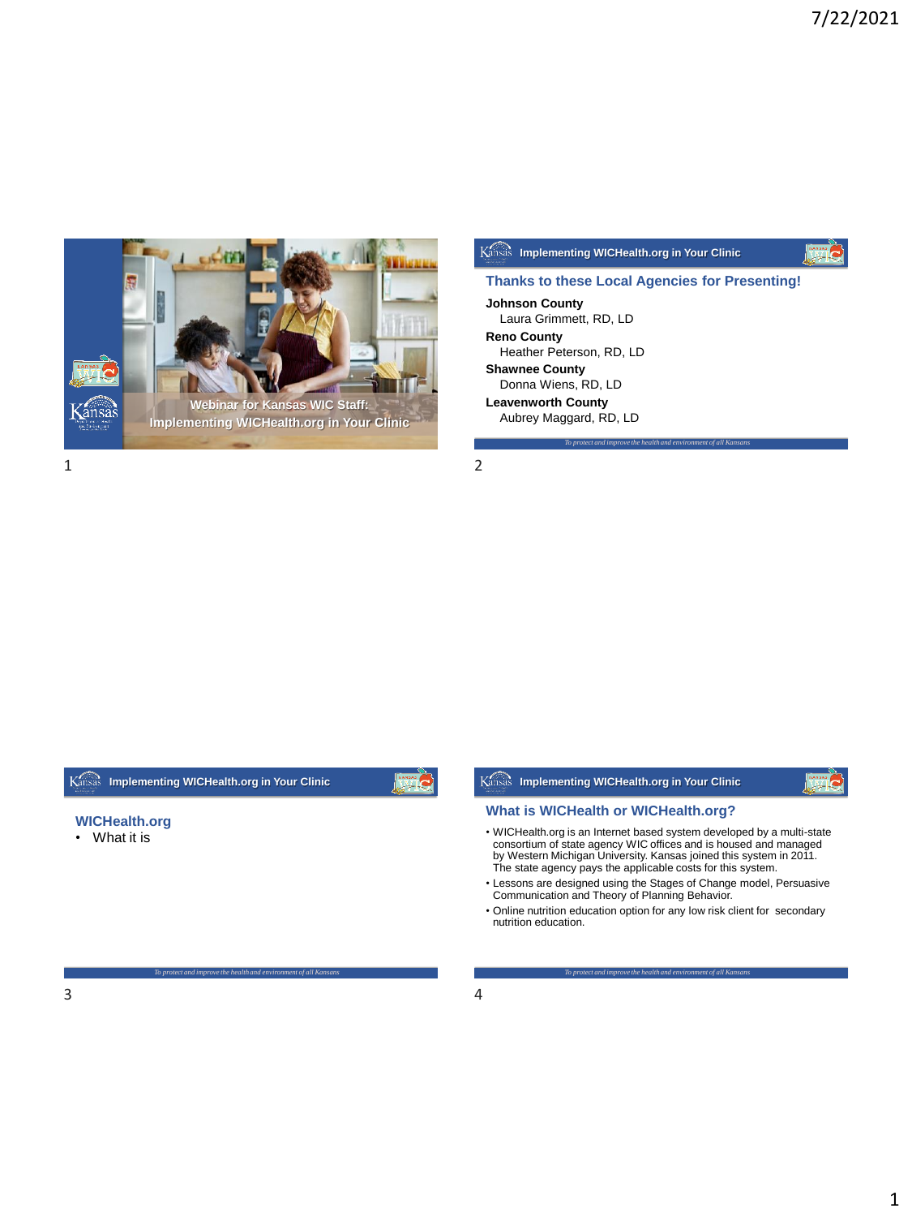## Webinar for Kansas WIC Staff: Implementing WICHealth.org in Your Clinic

## Implementing WICHealth.org in Your Clinic

### Thanks to these Local Agencies for Presenting!

**Johnson County**
Laura Grimmett, RD, LD

**Reno County**
Heather Peterson, RD, LD

**Shawnee County**
Donna Wiens, RD, LD

**Leavenworth County**
Aubrey Maggard, RD, LD

*To protect and improve the health and environment of all Kansans*

## Implementing WICHealth.org in Your Clinic

### WICHealth.org

- What it is

*To protect and improve the health and environment of all Kansans*

## Implementing WICHealth.org in Your Clinic

### What is WICHealth or WICHealth.org?

- WICHealth.org is an Internet based system developed by a multi-state consortium of state agency WIC offices and is housed and managed by Western Michigan University. Kansas joined this system in 2011. The state agency pays the applicable costs for this system.
- Lessons are designed using the Stages of Change model, Persuasive Communication and Theory of Planning Behavior.
- Online nutrition education option for any low risk client for secondary nutrition education.

*To protect and improve the health and environment of all Kansans*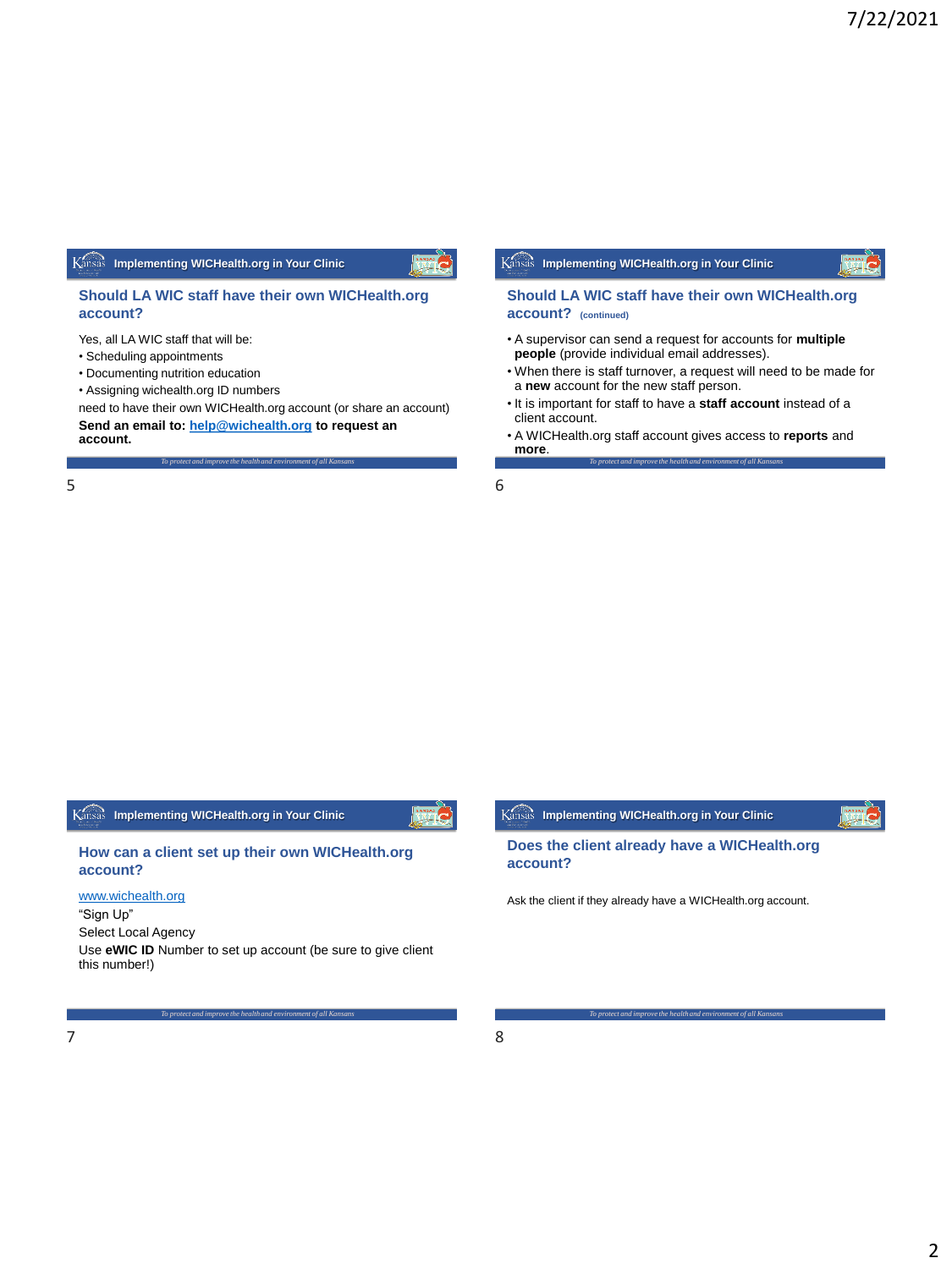## Should LA WIC staff have their own WICHealth.org account?

Yes, all LA WIC staff that will be:

- Scheduling appointments
- Documenting nutrition education
- Assigning wichealth.org ID numbers

need to have their own WICHealth.org account (or share an account)

**Send an email to: help@wichealth.org to request an account.**

## Should LA WIC staff have their own WICHealth.org account? (continued)

- A supervisor can send a request for accounts for **multiple people** (provide individual email addresses).
- When there is staff turnover, a request will need to be made for a **new** account for the new staff person.
- It is important for staff to have a **staff account** instead of a client account.
- A WICHealth.org staff account gives access to **reports** and **more**.

## How can a client set up their own WICHealth.org account?

www.wichealth.org

"Sign Up"

Select Local Agency

Use **eWIC ID** Number to set up account (be sure to give client this number!)

## Does the client already have a WICHealth.org account?

Ask the client if they already have a WICHealth.org account.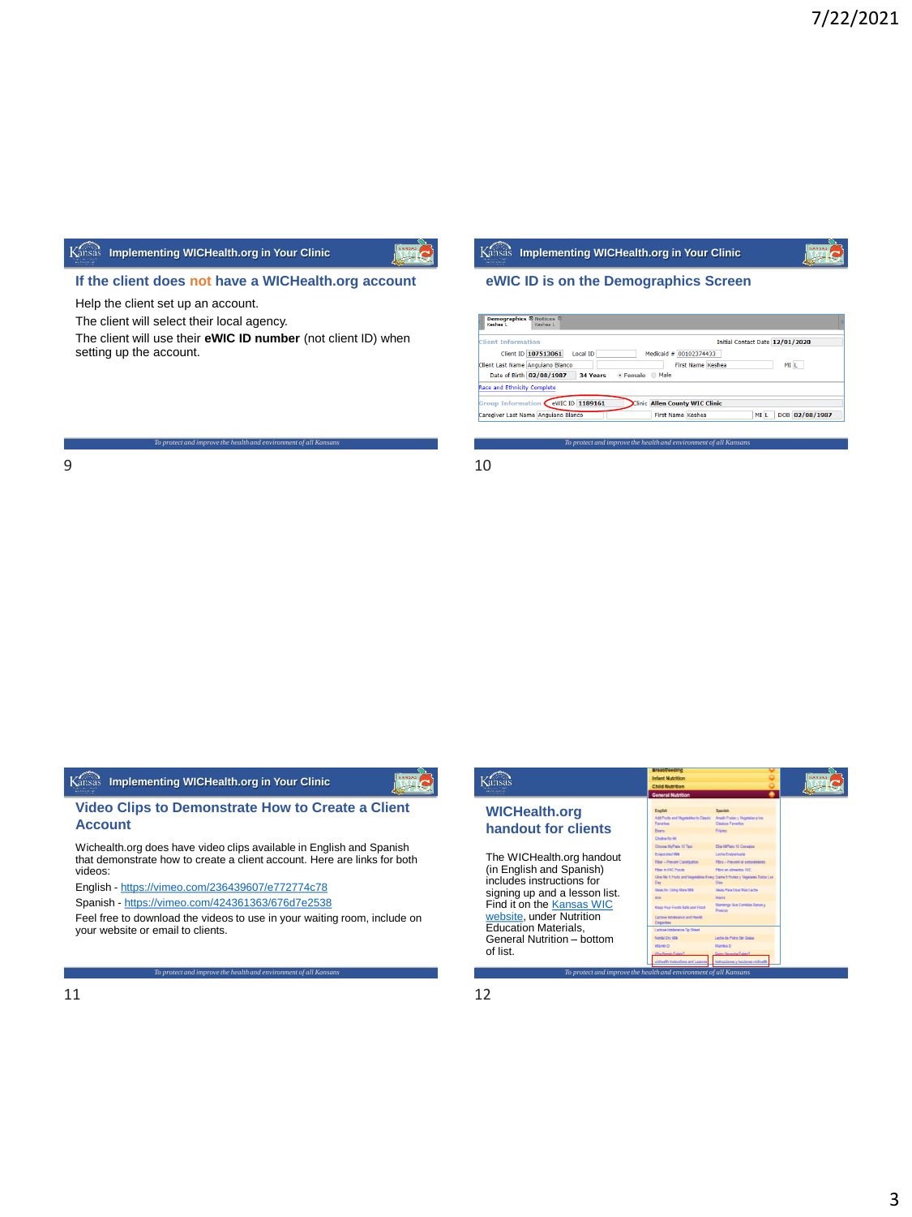## If the client does not have a WICHealth.org account

Help the client set up an account.

The client will select their local agency.

The client will use their **eWIC ID number** (not client ID) when setting up the account.

## eWIC ID is on the Demographics Screen

## Video Clips to Demonstrate How to Create a Client Account

Wichealth.org does have video clips available in English and Spanish that demonstrate how to create a client account. Here are links for both videos:

English - https://vimeo.com/236439607/e772774c78

Spanish - https://vimeo.com/424361363/676d7e2538

Feel free to download the videos to use in your waiting room, include on your website or email to clients.

## WICHealth.org handout for clients

The WICHealth.org handout (in English and Spanish) includes instructions for signing up and a lesson list. Find it on the Kansas WIC website, under Nutrition Education Materials, General Nutrition – bottom of list.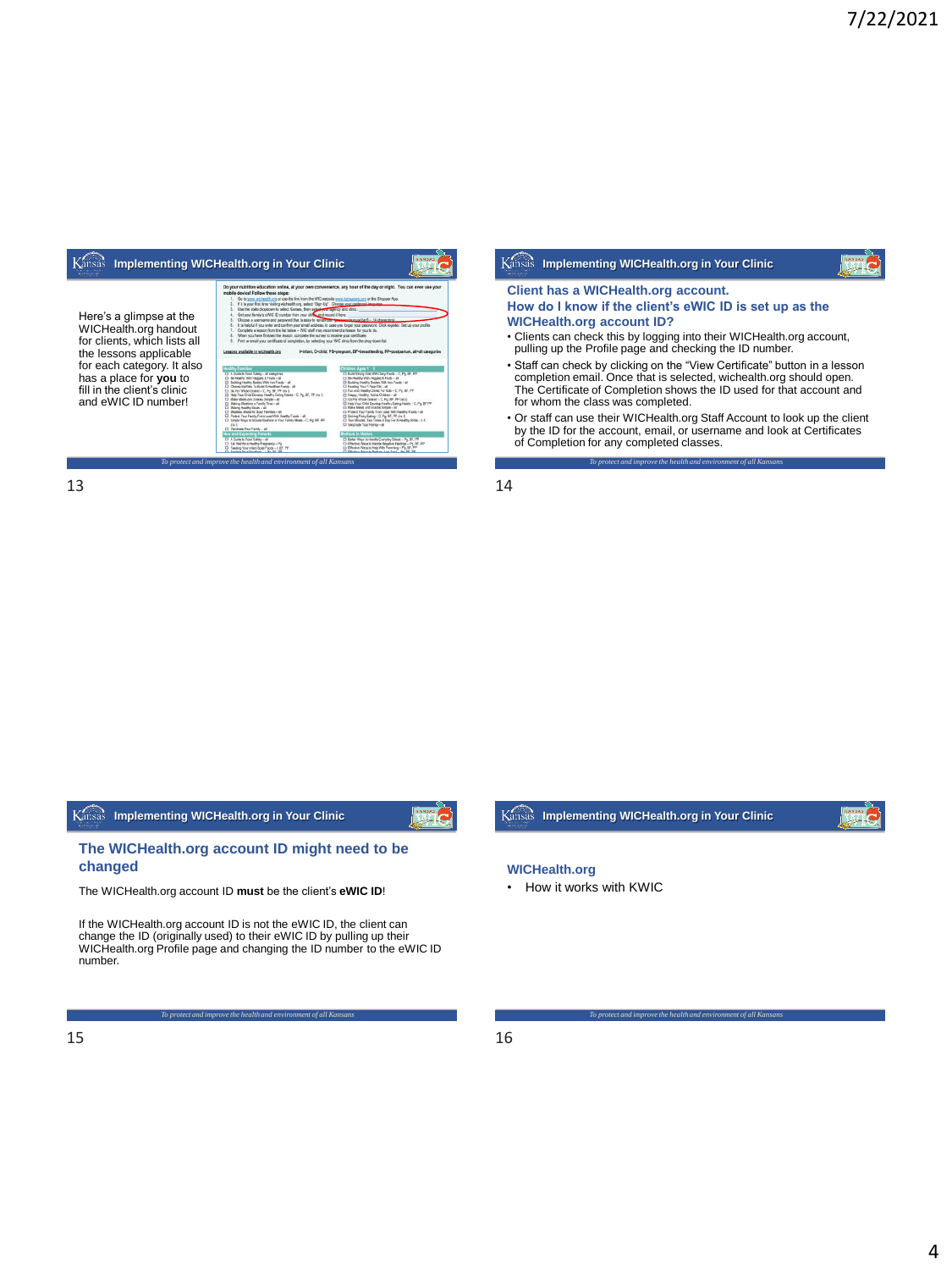## Implementing WICHealth.org in Your Clinic

Here's a glimpse at the WICHealth.org handout for clients, which lists all the lessons applicable for each category. It also has a place for **you** to fill in the client's clinic and eWIC ID number!

*To protect and improve the health and environment of all Kansans*

## Implementing WICHealth.org in Your Clinic

### Client has a WICHealth.org account.

### How do I know if the client's eWIC ID is set up as the WICHealth.org account ID?

- Clients can check this by logging into their WICHealth.org account, pulling up the Profile page and checking the ID number.
- Staff can check by clicking on the "View Certificate" button in a lesson completion email. Once that is selected, wichealth.org should open. The Certificate of Completion shows the ID used for that account and for whom the class was completed.
- Or staff can use their WICHealth.org Staff Account to look up the client by the ID for the account, email, or username and look at Certificates of Completion for any completed classes.

*To protect and improve the health and environment of all Kansans*

## Implementing WICHealth.org in Your Clinic

### The WICHealth.org account ID might need to be changed

The WICHealth.org account ID **must** be the client's **eWIC ID**!

If the WICHealth.org account ID is not the eWIC ID, the client can change the ID (originally used) to their eWIC ID by pulling up their WICHealth.org Profile page and changing the ID number to the eWIC ID number.

*To protect and improve the health and environment of all Kansans*

## Implementing WICHealth.org in Your Clinic

### WICHealth.org

- How it works with KWIC

*To protect and improve the health and environment of all Kansans*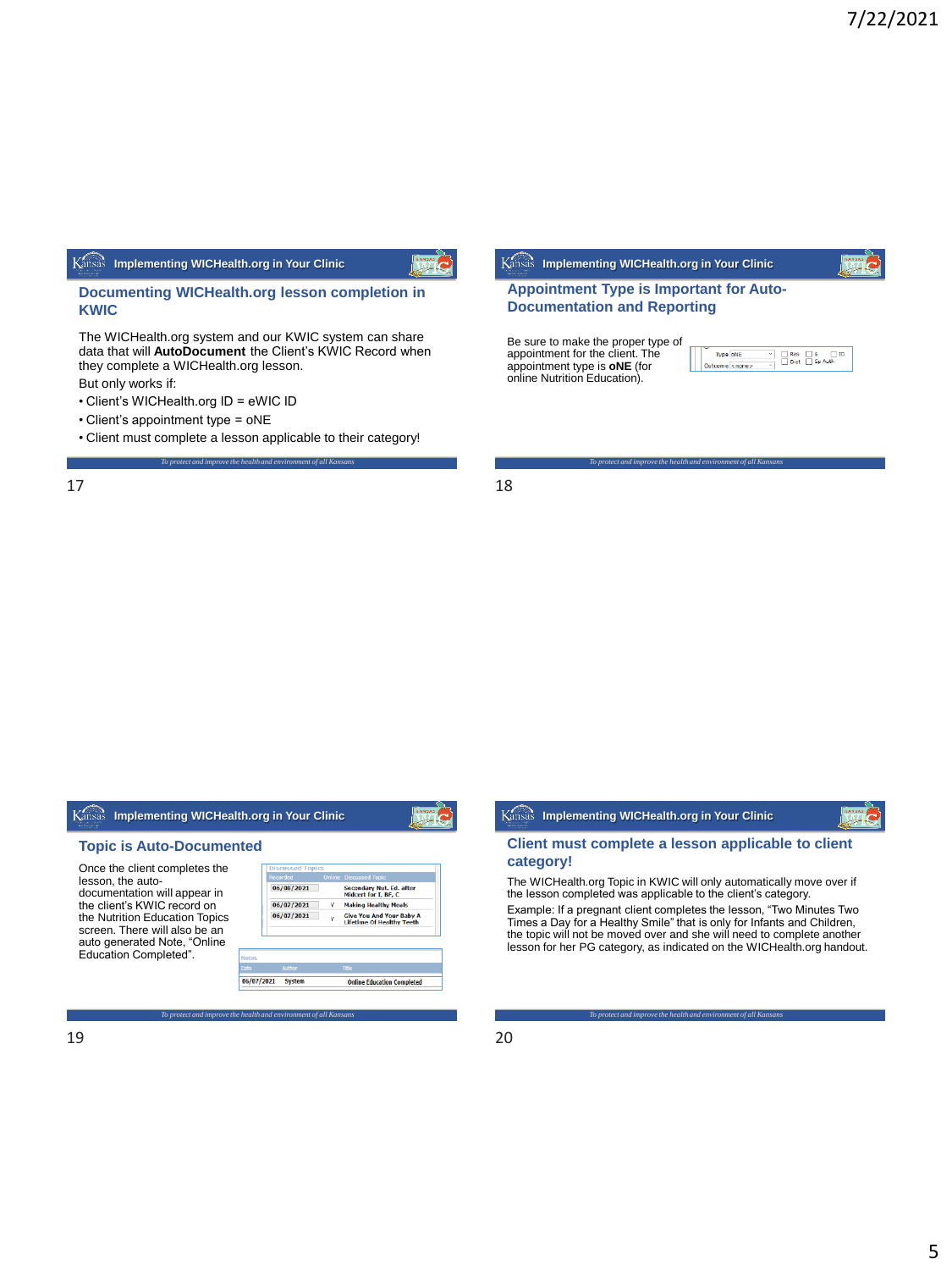## Documenting WICHealth.org lesson completion in KWIC

The WICHealth.org system and our KWIC system can share data that will **AutoDocument** the Client's KWIC Record when they complete a WICHealth.org lesson.

But only works if:

- Client's WICHealth.org ID = eWIC ID
- Client's appointment type = oNE
- Client must complete a lesson applicable to their category!

## Appointment Type is Important for Auto-Documentation and Reporting

Be sure to make the proper type of appointment for the client. The appointment type is **oNE** (for online Nutrition Education).

## Topic is Auto-Documented

Once the client completes the lesson, the auto-documentation will appear in the client's KWIC record on the Nutrition Education Topics screen. There will also be an auto generated Note, "Online Education Completed".

## Client must complete a lesson applicable to client category!

The WICHealth.org Topic in KWIC will only automatically move over if the lesson completed was applicable to the client's category.

Example: If a pregnant client completes the lesson, "Two Minutes Two Times a Day for a Healthy Smile" that is only for Infants and Children, the topic will not be moved over and she will need to complete another lesson for her PG category, as indicated on the WICHealth.org handout.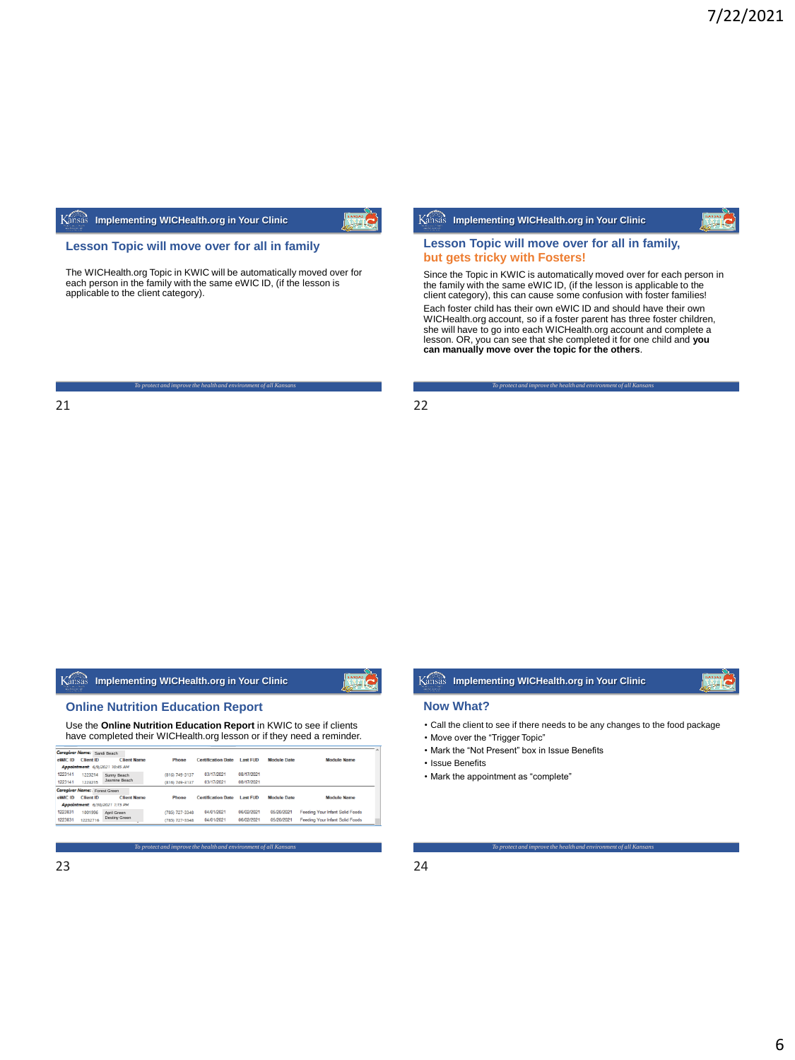## Lesson Topic will move over for all in family

The WICHealth.org Topic in KWIC will be automatically moved over for each person in the family with the same eWIC ID, (if the lesson is applicable to the client category).

## Lesson Topic will move over for all in family, but gets tricky with Fosters!

Since the Topic in KWIC is automatically moved over for each person in the family with the same eWIC ID, (if the lesson is applicable to the client category), this can cause some confusion with foster families!

Each foster child has their own eWIC ID and should have their own WICHealth.org account, so if a foster parent has three foster children, she will have to go into each WICHealth.org account and complete a lesson. OR, you can see that she completed it for one child and **you can manually move over the topic for the others**.

## Online Nutrition Education Report

Use the **Online Nutrition Education Report** in KWIC to see if clients have completed their WICHealth.org lesson or if they need a reminder.

**Caregiver Name:** Sandi Beach
**Appointment:** 6/9/2021 10:45 AM

| eWIC ID | Client ID | Client Name | Phone | Certification Date | Last FUD | Module Date | Module Name |
|---|---|---|---|---|---|---|---|
| 1223141 | 1223214 | Sunny Beach | (816) 749-3137 | 03/17/2021 | 08/17/2021 | | |
| 1223141 | 1223215 | Jasmine Beach | (816) 749-3137 | 03/17/2021 | 08/17/2021 | | |

**Caregiver Name:** Forest Green
**Appointment:** 6/30/2021 1:15 PM

| eWIC ID | Client ID | Client Name | Phone | Certification Date | Last FUD | Module Date | Module Name |
|---|---|---|---|---|---|---|---|
| 1223631 | 1001996 | April Green | (785) 727-3348 | 04/01/2021 | 06/02/2021 | 05/20/2021 | Feeding Your Infant Solid Foods |
| 1223631 | 12252716 | Destiny Green | (785) 727-3348 | 04/01/2021 | 06/02/2021 | 05/20/2021 | Feeding Your Infant Solid Foods |

## Now What?

- Call the client to see if there needs to be any changes to the food package
- Move over the "Trigger Topic"
- Mark the "Not Present" box in Issue Benefits
- Issue Benefits
- Mark the appointment as "complete"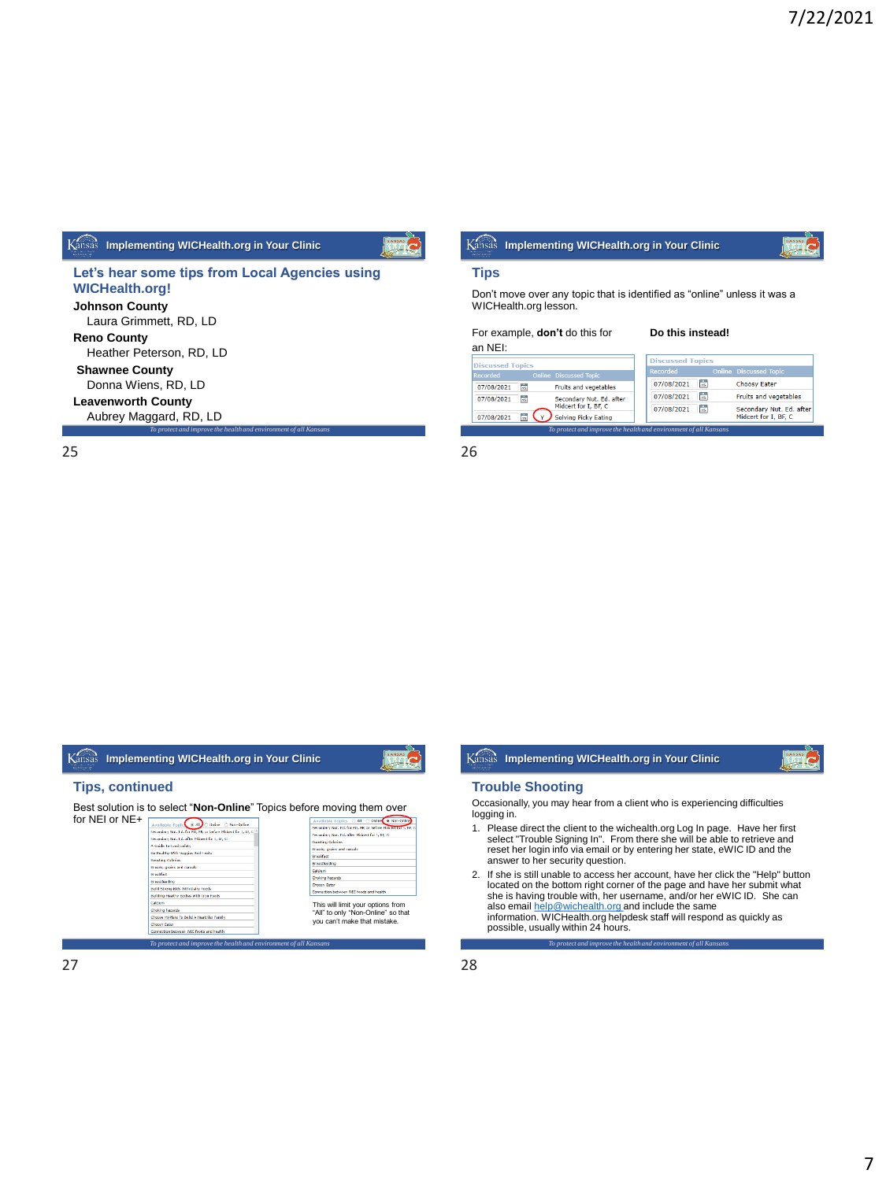## Let's hear some tips from Local Agencies using WICHealth.org!

**Johnson County**
Laura Grimmett, RD, LD

**Reno County**
Heather Peterson, RD, LD

**Shawnee County**
Donna Wiens, RD, LD

**Leavenworth County**
Aubrey Maggard, RD, LD

## Tips

Don't move over any topic that is identified as "online" unless it was a WICHealth.org lesson.

For example, **don't** do this for an NEI:

**Discussed Topics**

| Recorded | Online | Discussed Topic |
| --- | --- | --- |
| 07/08/2021 | | Fruits and vegetables |
| 07/08/2021 | | Secondary Nut. Ed. after Midcert for I, BF, C |
| 07/08/2021 | Y | Solving Picky Eating |

**Do this instead!**

**Discussed Topics**

| Recorded | Online | Discussed Topic |
| --- | --- | --- |
| 07/08/2021 | | Choosy Eater |
| 07/08/2021 | | Fruits and vegetables |
| 07/08/2021 | | Secondary Nut. Ed. after Midcert for I, BF, C |

## Tips, continued

Best solution is to select "**Non-Online**" Topics before moving them over for NEI or NE+

This will limit your options from "All" to only "Non-Online" so that you can't make that mistake.

## Trouble Shooting

Occasionally, you may hear from a client who is experiencing difficulties logging in.

1. Please direct the client to the wichealth.org Log In page. Have her first select "Trouble Signing In". From there she will be able to retrieve and reset her login info via email or by entering her state, eWIC ID and the answer to her security question.
2. If she is still unable to access her account, have her click the "Help" button located on the bottom right corner of the page and have her submit what she is having trouble with, her username, and/or her eWIC ID. She can also email help@wichealth.org and include the same information. WICHealth.org helpdesk staff will respond as quickly as possible, usually within 24 hours.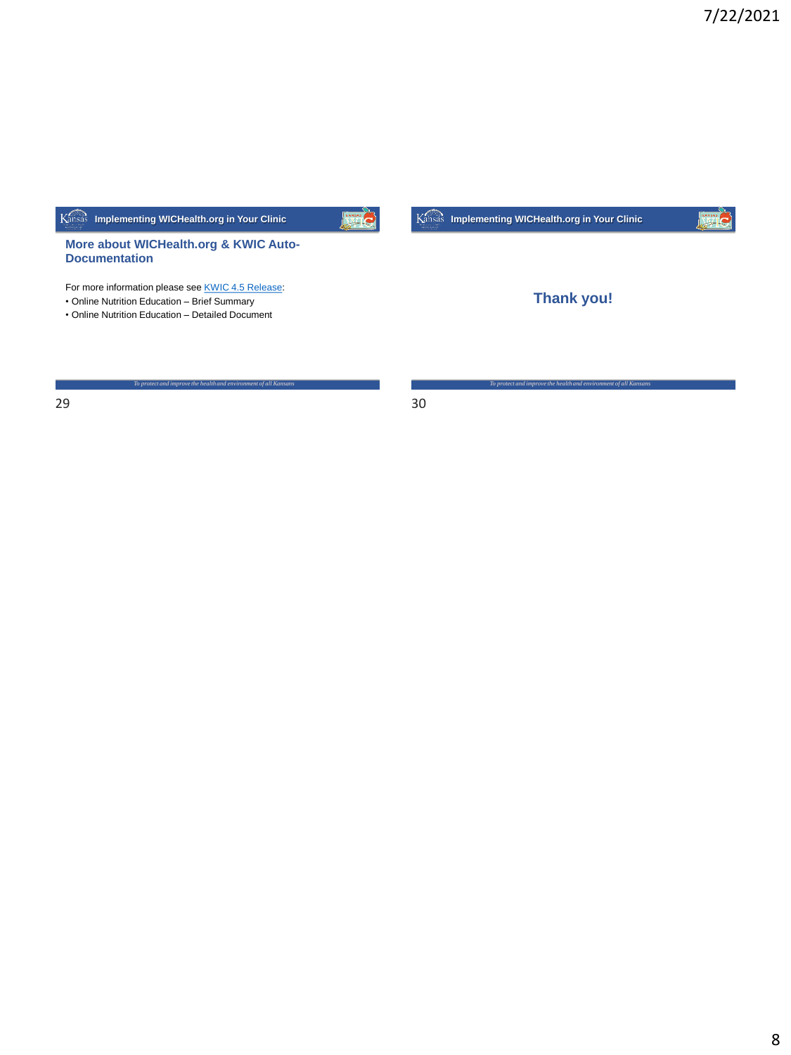## More about WICHealth.org & KWIC Auto-Documentation

For more information please see KWIC 4.5 Release:

- Online Nutrition Education – Brief Summary
- Online Nutrition Education – Detailed Document

## Thank you!